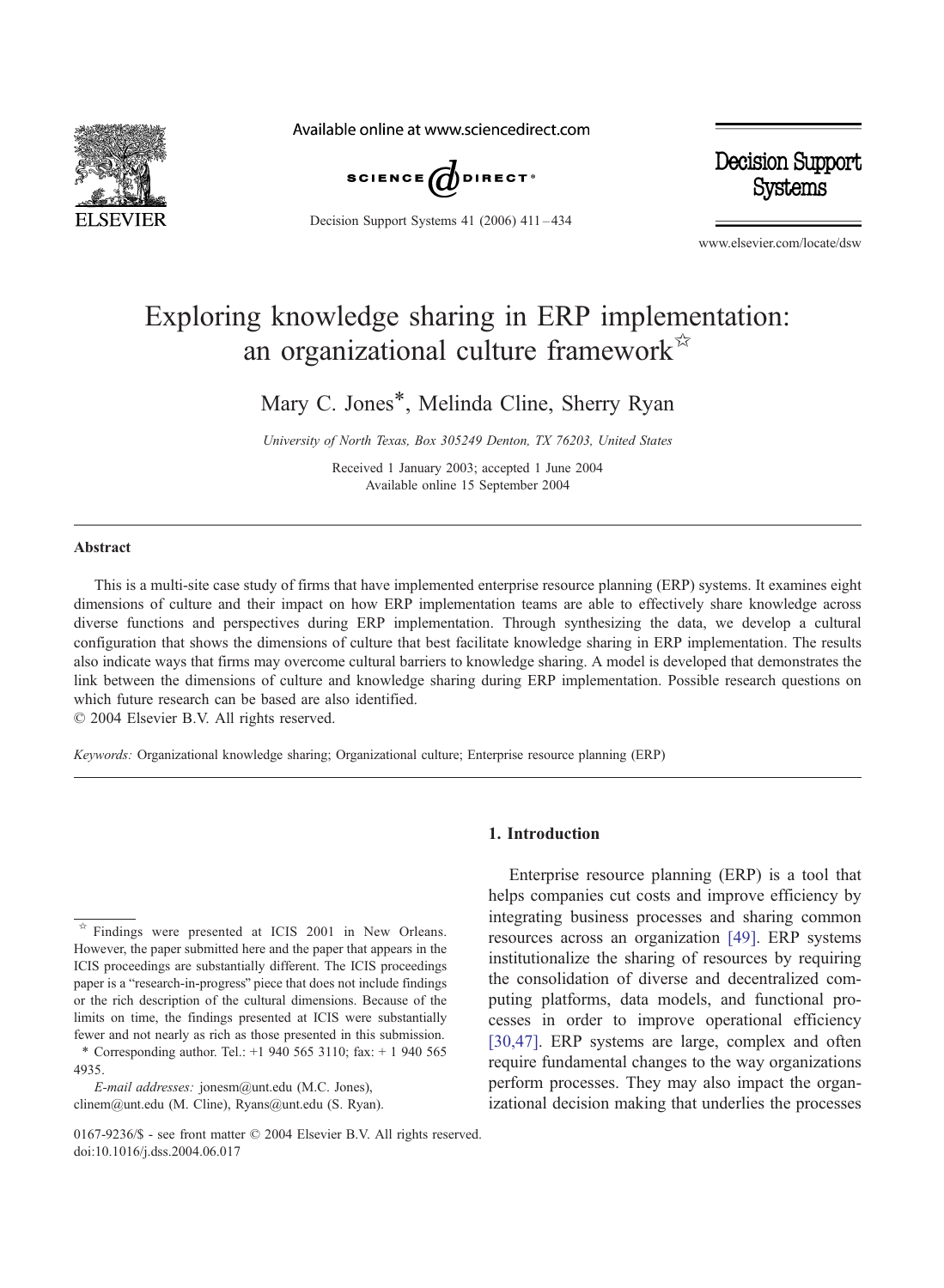# Exploring knowledge sharing in ERP implementation: an organizational culture framework☆

Mary C. Jones*, Melinda Cline, Sherry Ryan

*University of North Texas, Box 305249 Denton, TX 76203, United States*

Received 1 January 2003; accepted 1 June 2004

Available online 15 September 2004

## Abstract

This is a multi-site case study of firms that have implemented enterprise resource planning (ERP) systems. It examines eight dimensions of culture and their impact on how ERP implementation teams are able to effectively share knowledge across diverse functions and perspectives during ERP implementation. Through synthesizing the data, we develop a cultural configuration that shows the dimensions of culture that best facilitate knowledge sharing in ERP implementation. The results also indicate ways that firms may overcome cultural barriers to knowledge sharing. A model is developed that demonstrates the link between the dimensions of culture and knowledge sharing during ERP implementation. Possible research questions on which future research can be based are also identified.

© 2004 Elsevier B.V. All rights reserved.

*Keywords:* Organizational knowledge sharing; Organizational culture; Enterprise resource planning (ERP)

## 1. Introduction

Enterprise resource planning (ERP) is a tool that helps companies cut costs and improve efficiency by integrating business processes and sharing common resources across an organization [49]. ERP systems institutionalize the sharing of resources by requiring the consolidation of diverse and decentralized computing platforms, data models, and functional processes in order to improve operational efficiency [30,47]. ERP systems are large, complex and often require fundamental changes to the way organizations perform processes. They may also impact the organizational decision making that underlies the processes

☆ Findings were presented at ICIS 2001 in New Orleans. However, the paper submitted here and the paper that appears in the ICIS proceedings are substantially different. The ICIS proceedings paper is a "research-in-progress" piece that does not include findings or the rich description of the cultural dimensions. Because of the limits on time, the findings presented at ICIS were substantially fewer and not nearly as rich as those presented in this submission.

\* Corresponding author. Tel.: +1 940 565 3110; fax: + 1 940 565 4935.

*E-mail addresses:* jonesm@unt.edu (M.C. Jones), clinem@unt.edu (M. Cline), Ryans@unt.edu (S. Ryan).

0167-9236/$ - see front matter © 2004 Elsevier B.V. All rights reserved.
doi:10.1016/j.dss.2004.06.017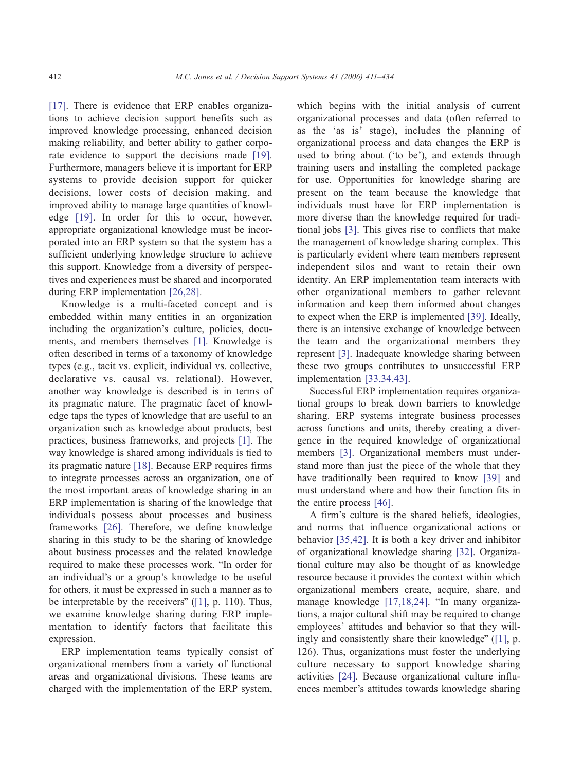[17]. There is evidence that ERP enables organizations to achieve decision support benefits such as improved knowledge processing, enhanced decision making reliability, and better ability to gather corporate evidence to support the decisions made [19]. Furthermore, managers believe it is important for ERP systems to provide decision support for quicker decisions, lower costs of decision making, and improved ability to manage large quantities of knowledge [19]. In order for this to occur, however, appropriate organizational knowledge must be incorporated into an ERP system so that the system has a sufficient underlying knowledge structure to achieve this support. Knowledge from a diversity of perspectives and experiences must be shared and incorporated during ERP implementation [26,28].

Knowledge is a multi-faceted concept and is embedded within many entities in an organization including the organization's culture, policies, documents, and members themselves [1]. Knowledge is often described in terms of a taxonomy of knowledge types (e.g., tacit vs. explicit, individual vs. collective, declarative vs. causal vs. relational). However, another way knowledge is described is in terms of its pragmatic nature. The pragmatic facet of knowledge taps the types of knowledge that are useful to an organization such as knowledge about products, best practices, business frameworks, and projects [1]. The way knowledge is shared among individuals is tied to its pragmatic nature [18]. Because ERP requires firms to integrate processes across an organization, one of the most important areas of knowledge sharing in an ERP implementation is sharing of the knowledge that individuals possess about processes and business frameworks [26]. Therefore, we define knowledge sharing in this study to be the sharing of knowledge about business processes and the related knowledge required to make these processes work. "In order for an individual's or a group's knowledge to be useful for others, it must be expressed in such a manner as to be interpretable by the receivers" ([1], p. 110). Thus, we examine knowledge sharing during ERP implementation to identify factors that facilitate this expression.

ERP implementation teams typically consist of organizational members from a variety of functional areas and organizational divisions. These teams are charged with the implementation of the ERP system, which begins with the initial analysis of current organizational processes and data (often referred to as the 'as is' stage), includes the planning of organizational process and data changes the ERP is used to bring about ('to be'), and extends through training users and installing the completed package for use. Opportunities for knowledge sharing are present on the team because the knowledge that individuals must have for ERP implementation is more diverse than the knowledge required for traditional jobs [3]. This gives rise to conflicts that make the management of knowledge sharing complex. This is particularly evident where team members represent independent silos and want to retain their own identity. An ERP implementation team interacts with other organizational members to gather relevant information and keep them informed about changes to expect when the ERP is implemented [39]. Ideally, there is an intensive exchange of knowledge between the team and the organizational members they represent [3]. Inadequate knowledge sharing between these two groups contributes to unsuccessful ERP implementation [33,34,43].

Successful ERP implementation requires organizational groups to break down barriers to knowledge sharing. ERP systems integrate business processes across functions and units, thereby creating a divergence in the required knowledge of organizational members [3]. Organizational members must understand more than just the piece of the whole that they have traditionally been required to know [39] and must understand where and how their function fits in the entire process [46].

A firm's culture is the shared beliefs, ideologies, and norms that influence organizational actions or behavior [35,42]. It is both a key driver and inhibitor of organizational knowledge sharing [32]. Organizational culture may also be thought of as knowledge resource because it provides the context within which organizational members create, acquire, share, and manage knowledge [17,18,24]. "In many organizations, a major cultural shift may be required to change employees' attitudes and behavior so that they willingly and consistently share their knowledge" ([1], p. 126). Thus, organizations must foster the underlying culture necessary to support knowledge sharing activities [24]. Because organizational culture influences member's attitudes towards knowledge sharing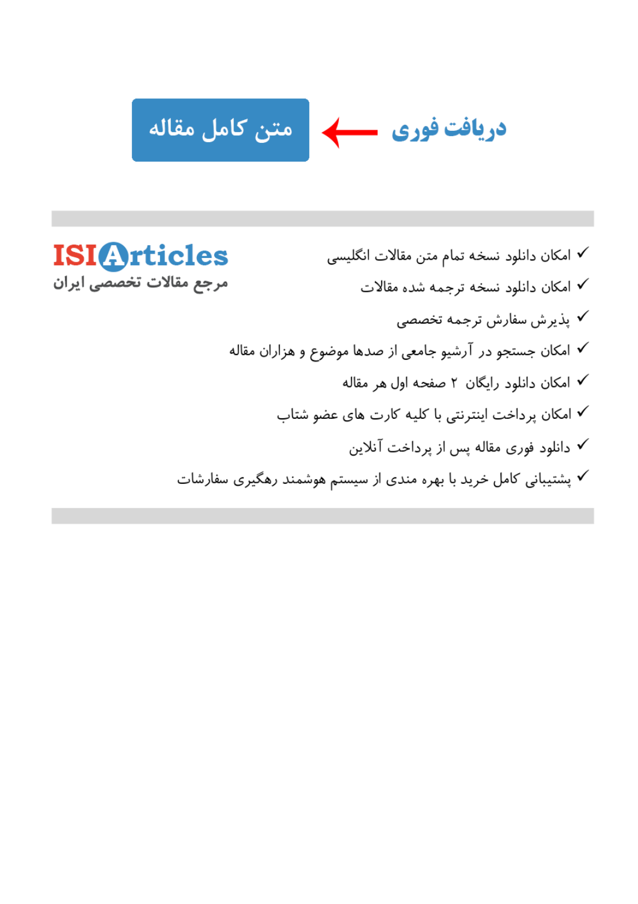دریافت فوری ← **متن کامل مقاله**

**ISIArticles**
مرجع مقالات تخصصی ایران

- ✓ امکان دانلود نسخه تمام متن مقالات انگلیسی
- ✓ امکان دانلود نسخه ترجمه شده مقالات
- ✓ پذیرش سفارش ترجمه تخصصی
- ✓ امکان جستجو در آرشیو جامعی از صدها موضوع و هزاران مقاله
- ✓ امکان دانلود رایگان ۲ صفحه اول هر مقاله
- ✓ امکان پرداخت اینترنتی با کلیه کارت های عضو شتاب
- ✓ دانلود فوری مقاله پس از پرداخت آنلاین
- ✓ پشتیبانی کامل خرید با بهره مندی از سیستم هوشمند رهگیری سفارشات